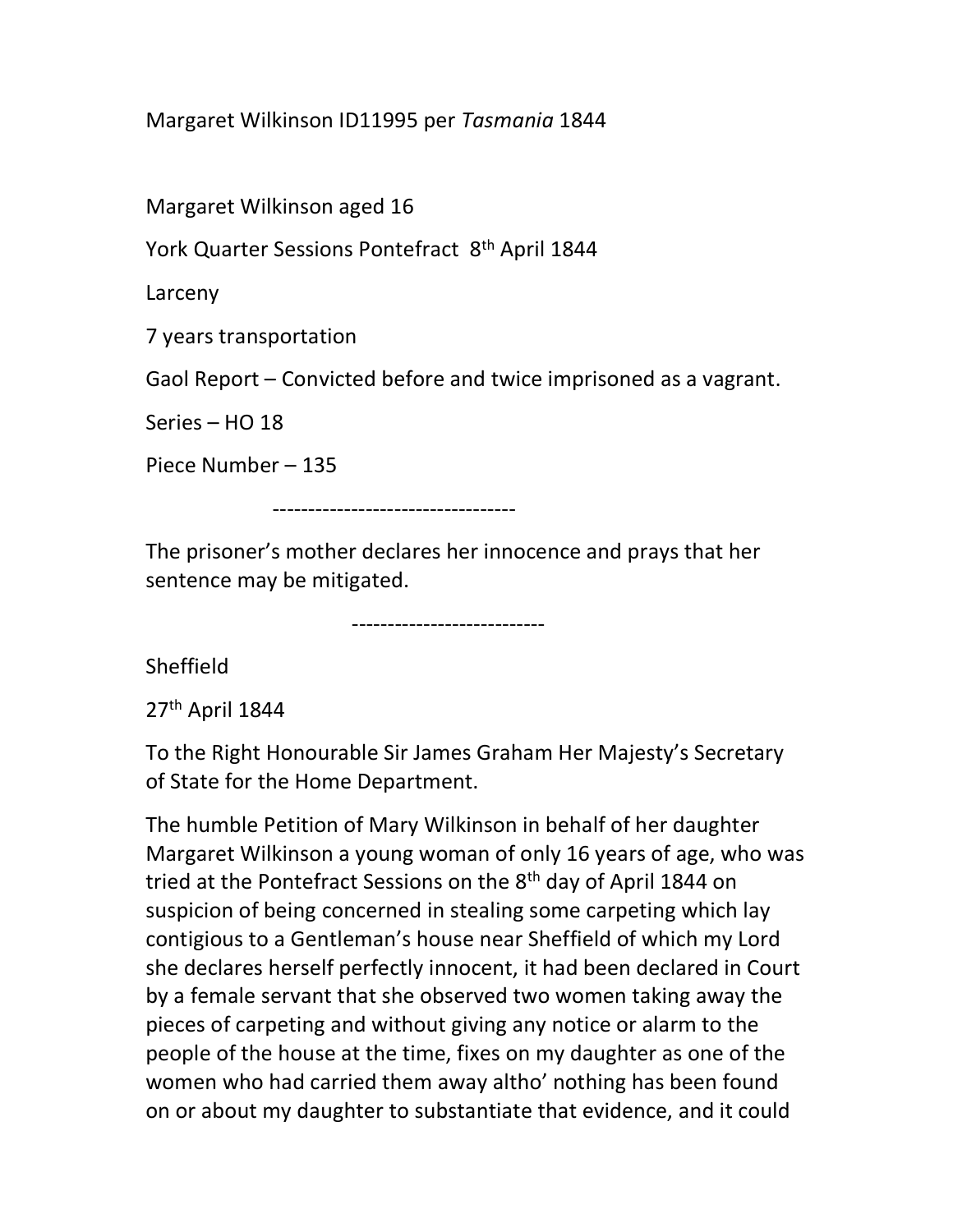Margaret Wilkinson ID11995 per *Tasmania* 1844

Margaret Wilkinson aged 16

York Quarter Sessions Pontefract 8th April 1844

Larceny

7 years transportation

Gaol Report – Convicted before and twice imprisoned as a vagrant.

Series – HO 18

Piece Number – 135

----------------------------------

The prisoner's mother declares her innocence and prays that her sentence may be mitigated.

---------------------------

Sheffield

27th April 1844

To the Right Honourable Sir James Graham Her Majesty's Secretary of State for the Home Department.

The humble Petition of Mary Wilkinson in behalf of her daughter Margaret Wilkinson a young woman of only 16 years of age, who was tried at the Pontefract Sessions on the 8th day of April 1844 on suspicion of being concerned in stealing some carpeting which lay contigious to a Gentleman's house near Sheffield of which my Lord she declares herself perfectly innocent, it had been declared in Court by a female servant that she observed two women taking away the pieces of carpeting and without giving any notice or alarm to the people of the house at the time, fixes on my daughter as one of the women who had carried them away altho' nothing has been found on or about my daughter to substantiate that evidence, and it could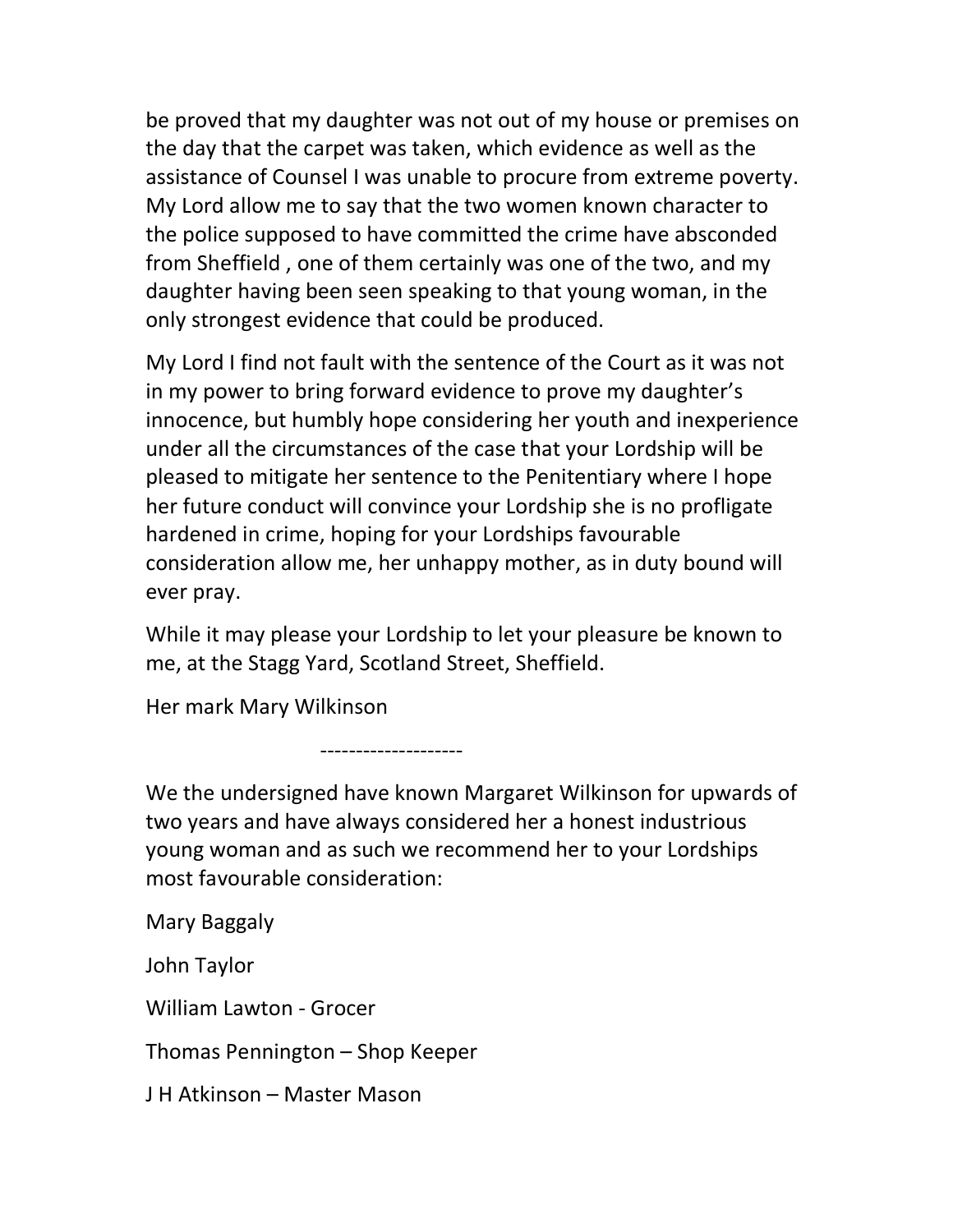be proved that my daughter was not out of my house or premises on the day that the carpet was taken, which evidence as well as the assistance of Counsel I was unable to procure from extreme poverty. My Lord allow me to say that the two women known character to the police supposed to have committed the crime have absconded from Sheffield , one of them certainly was one of the two, and my daughter having been seen speaking to that young woman, in the only strongest evidence that could be produced.

My Lord I find not fault with the sentence of the Court as it was not in my power to bring forward evidence to prove my daughter's innocence, but humbly hope considering her youth and inexperience under all the circumstances of the case that your Lordship will be pleased to mitigate her sentence to the Penitentiary where I hope her future conduct will convince your Lordship she is no profligate hardened in crime, hoping for your Lordships favourable consideration allow me, her unhappy mother, as in duty bound will ever pray.

While it may please your Lordship to let your pleasure be known to me, at the Stagg Yard, Scotland Street, Sheffield.

Her mark Mary Wilkinson

--------------------

We the undersigned have known Margaret Wilkinson for upwards of two years and have always considered her a honest industrious young woman and as such we recommend her to your Lordships most favourable consideration:

Mary Baggaly

John Taylor

William Lawton - Grocer

Thomas Pennington – Shop Keeper

J H Atkinson – Master Mason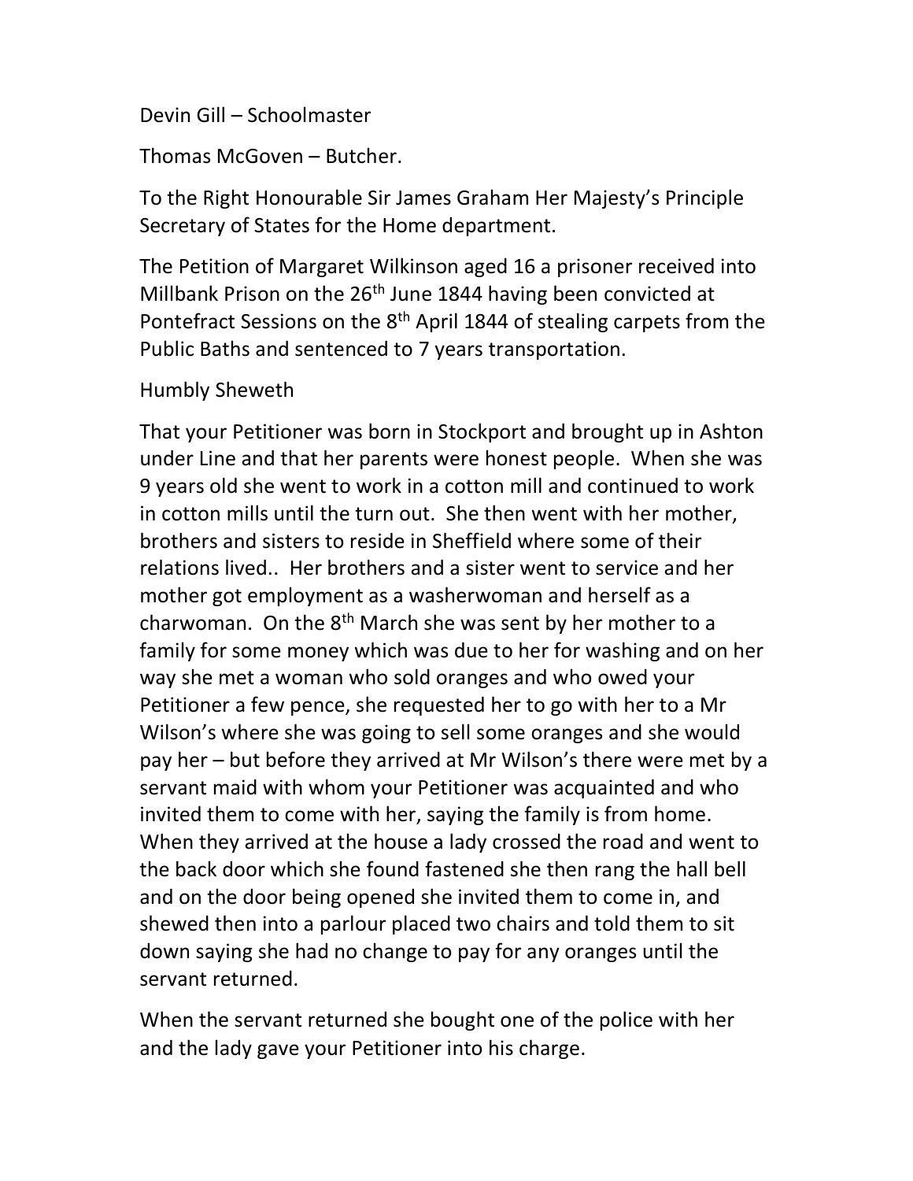Devin Gill – Schoolmaster

Thomas McGoven – Butcher.

To the Right Honourable Sir James Graham Her Majesty's Principle Secretary of States for the Home department.

The Petition of Margaret Wilkinson aged 16 a prisoner received into Millbank Prison on the 26th June 1844 having been convicted at Pontefract Sessions on the 8th April 1844 of stealing carpets from the Public Baths and sentenced to 7 years transportation.

Humbly Sheweth

That your Petitioner was born in Stockport and brought up in Ashton under Line and that her parents were honest people. When she was 9 years old she went to work in a cotton mill and continued to work in cotton mills until the turn out. She then went with her mother, brothers and sisters to reside in Sheffield where some of their relations lived.. Her brothers and a sister went to service and her mother got employment as a washerwoman and herself as a charwoman. On the 8th March she was sent by her mother to a family for some money which was due to her for washing and on her way she met a woman who sold oranges and who owed your Petitioner a few pence, she requested her to go with her to a Mr Wilson's where she was going to sell some oranges and she would pay her – but before they arrived at Mr Wilson's there were met by a servant maid with whom your Petitioner was acquainted and who invited them to come with her, saying the family is from home. When they arrived at the house a lady crossed the road and went to the back door which she found fastened she then rang the hall bell and on the door being opened she invited them to come in, and shewed then into a parlour placed two chairs and told them to sit down saying she had no change to pay for any oranges until the servant returned.

When the servant returned she bought one of the police with her and the lady gave your Petitioner into his charge.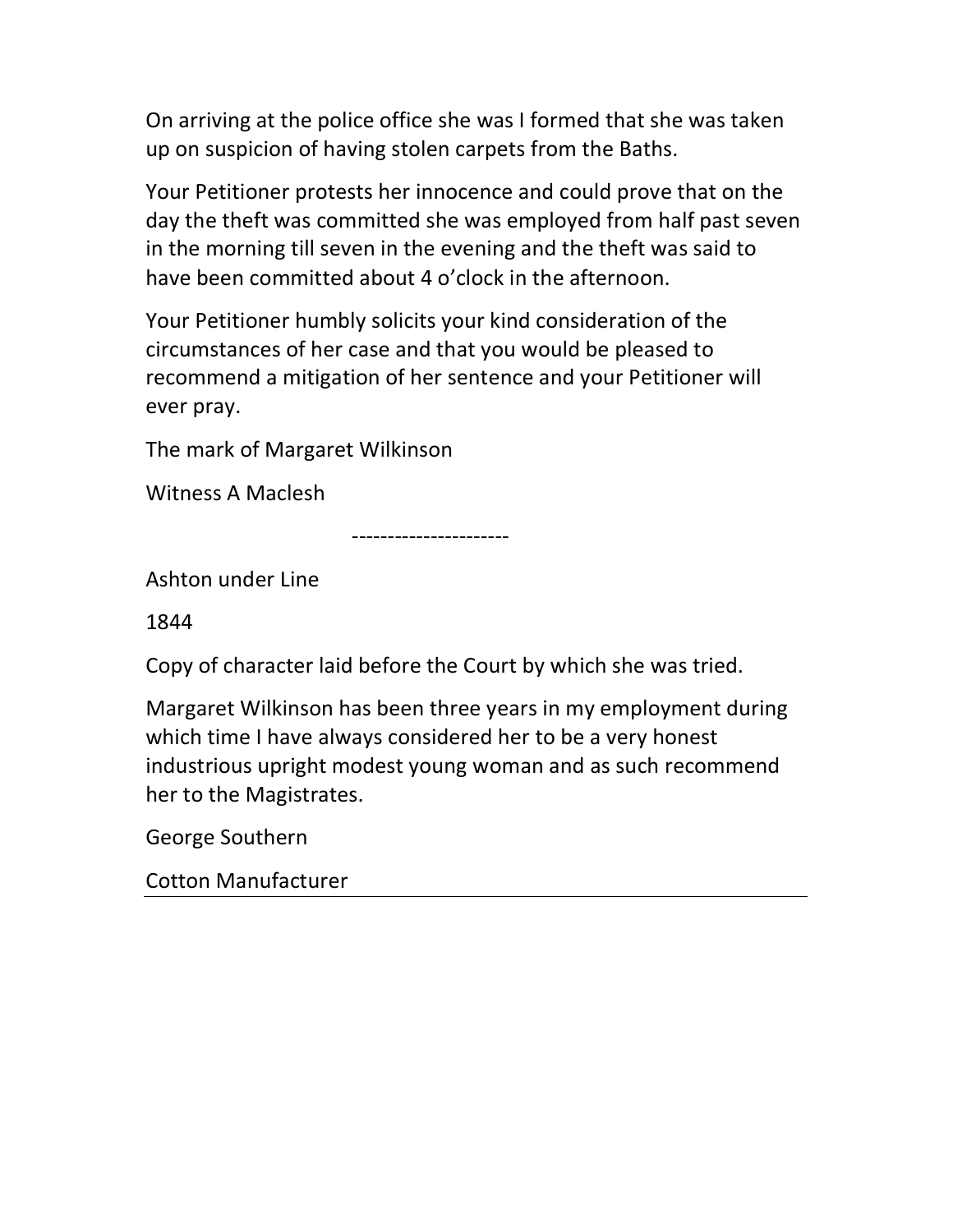On arriving at the police office she was I formed that she was taken up on suspicion of having stolen carpets from the Baths.

Your Petitioner protests her innocence and could prove that on the day the theft was committed she was employed from half past seven in the morning till seven in the evening and the theft was said to have been committed about 4 o'clock in the afternoon.

Your Petitioner humbly solicits your kind consideration of the circumstances of her case and that you would be pleased to recommend a mitigation of her sentence and your Petitioner will ever pray.

The mark of Margaret Wilkinson

Witness A Maclesh

----------------------

Ashton under Line

1844

Copy of character laid before the Court by which she was tried.

Margaret Wilkinson has been three years in my employment during which time I have always considered her to be a very honest industrious upright modest young woman and as such recommend her to the Magistrates.

George Southern

Cotton Manufacturer